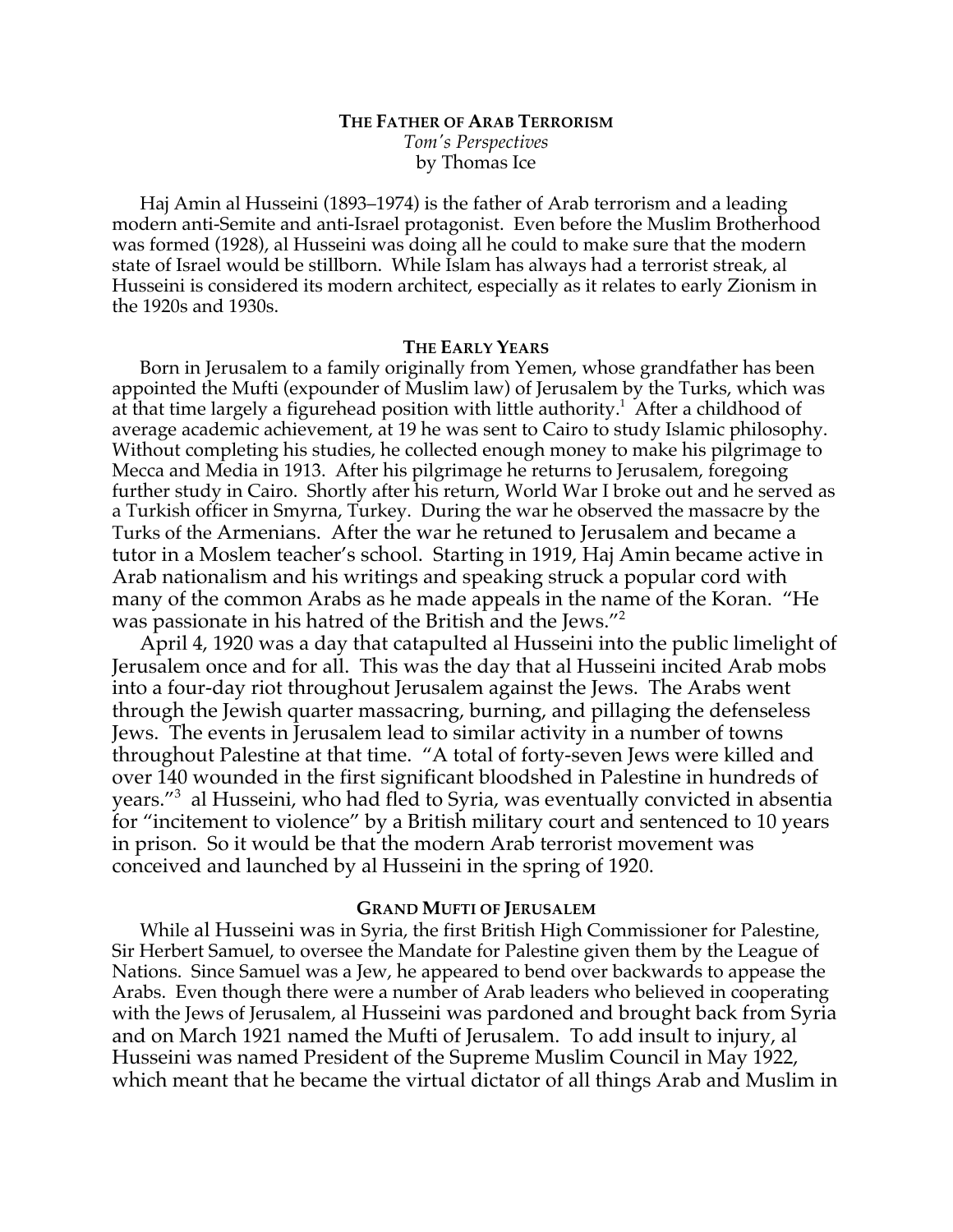# THE FATHER OF ARAB TERRORISM

*Tom's Perspectives*

by Thomas Ice

Haj Amin al Husseini (1893–1974) is the father of Arab terrorism and a leading modern anti-Semite and anti-Israel protagonist. Even before the Muslim Brotherhood was formed (1928), al Husseini was doing all he could to make sure that the modern state of Israel would be stillborn. While Islam has always had a terrorist streak, al Husseini is considered its modern architect, especially as it relates to early Zionism in the 1920s and 1930s.

## THE EARLY YEARS

Born in Jerusalem to a family originally from Yemen, whose grandfather has been appointed the Mufti (expounder of Muslim law) of Jerusalem by the Turks, which was at that time largely a figurehead position with little authority.[1] After a childhood of average academic achievement, at 19 he was sent to Cairo to study Islamic philosophy. Without completing his studies, he collected enough money to make his pilgrimage to Mecca and Media in 1913. After his pilgrimage he returns to Jerusalem, foregoing further study in Cairo. Shortly after his return, World War I broke out and he served as a Turkish officer in Smyrna, Turkey. During the war he observed the massacre by the Turks of the Armenians. After the war he retuned to Jerusalem and became a tutor in a Moslem teacher's school. Starting in 1919, Haj Amin became active in Arab nationalism and his writings and speaking struck a popular cord with many of the common Arabs as he made appeals in the name of the Koran. "He was passionate in his hatred of the British and the Jews."[2]

April 4, 1920 was a day that catapulted al Husseini into the public limelight of Jerusalem once and for all. This was the day that al Husseini incited Arab mobs into a four-day riot throughout Jerusalem against the Jews. The Arabs went through the Jewish quarter massacring, burning, and pillaging the defenseless Jews. The events in Jerusalem lead to similar activity in a number of towns throughout Palestine at that time. "A total of forty-seven Jews were killed and over 140 wounded in the first significant bloodshed in Palestine in hundreds of years."[3] al Husseini, who had fled to Syria, was eventually convicted in absentia for "incitement to violence" by a British military court and sentenced to 10 years in prison. So it would be that the modern Arab terrorist movement was conceived and launched by al Husseini in the spring of 1920.

## GRAND MUFTI OF JERUSALEM

While al Husseini was in Syria, the first British High Commissioner for Palestine, Sir Herbert Samuel, to oversee the Mandate for Palestine given them by the League of Nations. Since Samuel was a Jew, he appeared to bend over backwards to appease the Arabs. Even though there were a number of Arab leaders who believed in cooperating with the Jews of Jerusalem, al Husseini was pardoned and brought back from Syria and on March 1921 named the Mufti of Jerusalem. To add insult to injury, al Husseini was named President of the Supreme Muslim Council in May 1922, which meant that he became the virtual dictator of all things Arab and Muslim in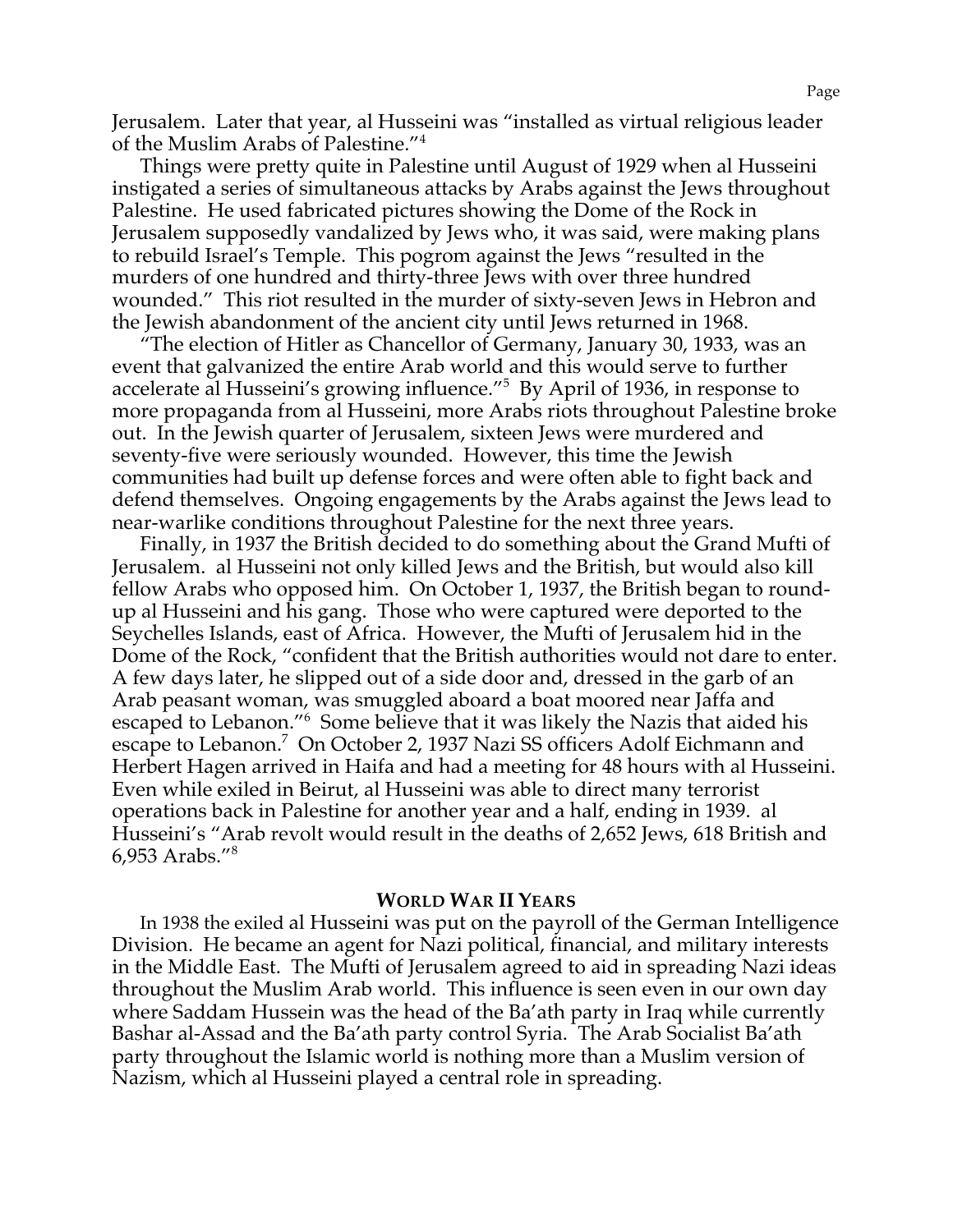Jerusalem. Later that year, al Husseini was "installed as virtual religious leader of the Muslim Arabs of Palestine."[4]

Things were pretty quite in Palestine until August of 1929 when al Husseini instigated a series of simultaneous attacks by Arabs against the Jews throughout Palestine. He used fabricated pictures showing the Dome of the Rock in Jerusalem supposedly vandalized by Jews who, it was said, were making plans to rebuild Israel's Temple. This pogrom against the Jews "resulted in the murders of one hundred and thirty-three Jews with over three hundred wounded." This riot resulted in the murder of sixty-seven Jews in Hebron and the Jewish abandonment of the ancient city until Jews returned in 1968.

"The election of Hitler as Chancellor of Germany, January 30, 1933, was an event that galvanized the entire Arab world and this would serve to further accelerate al Husseini's growing influence."[5] By April of 1936, in response to more propaganda from al Husseini, more Arabs riots throughout Palestine broke out. In the Jewish quarter of Jerusalem, sixteen Jews were murdered and seventy-five were seriously wounded. However, this time the Jewish communities had built up defense forces and were often able to fight back and defend themselves. Ongoing engagements by the Arabs against the Jews lead to near-warlike conditions throughout Palestine for the next three years.

Finally, in 1937 the British decided to do something about the Grand Mufti of Jerusalem. al Husseini not only killed Jews and the British, but would also kill fellow Arabs who opposed him. On October 1, 1937, the British began to round-up al Husseini and his gang. Those who were captured were deported to the Seychelles Islands, east of Africa. However, the Mufti of Jerusalem hid in the Dome of the Rock, "confident that the British authorities would not dare to enter. A few days later, he slipped out of a side door and, dressed in the garb of an Arab peasant woman, was smuggled aboard a boat moored near Jaffa and escaped to Lebanon."[6] Some believe that it was likely the Nazis that aided his escape to Lebanon.[7] On October 2, 1937 Nazi SS officers Adolf Eichmann and Herbert Hagen arrived in Haifa and had a meeting for 48 hours with al Husseini. Even while exiled in Beirut, al Husseini was able to direct many terrorist operations back in Palestine for another year and a half, ending in 1939. al Husseini's "Arab revolt would result in the deaths of 2,652 Jews, 618 British and 6,953 Arabs."[8]

## World War II Years

In 1938 the exiled al Husseini was put on the payroll of the German Intelligence Division. He became an agent for Nazi political, financial, and military interests in the Middle East. The Mufti of Jerusalem agreed to aid in spreading Nazi ideas throughout the Muslim Arab world. This influence is seen even in our own day where Saddam Hussein was the head of the Ba'ath party in Iraq while currently Bashar al-Assad and the Ba'ath party control Syria. The Arab Socialist Ba'ath party throughout the Islamic world is nothing more than a Muslim version of Nazism, which al Husseini played a central role in spreading.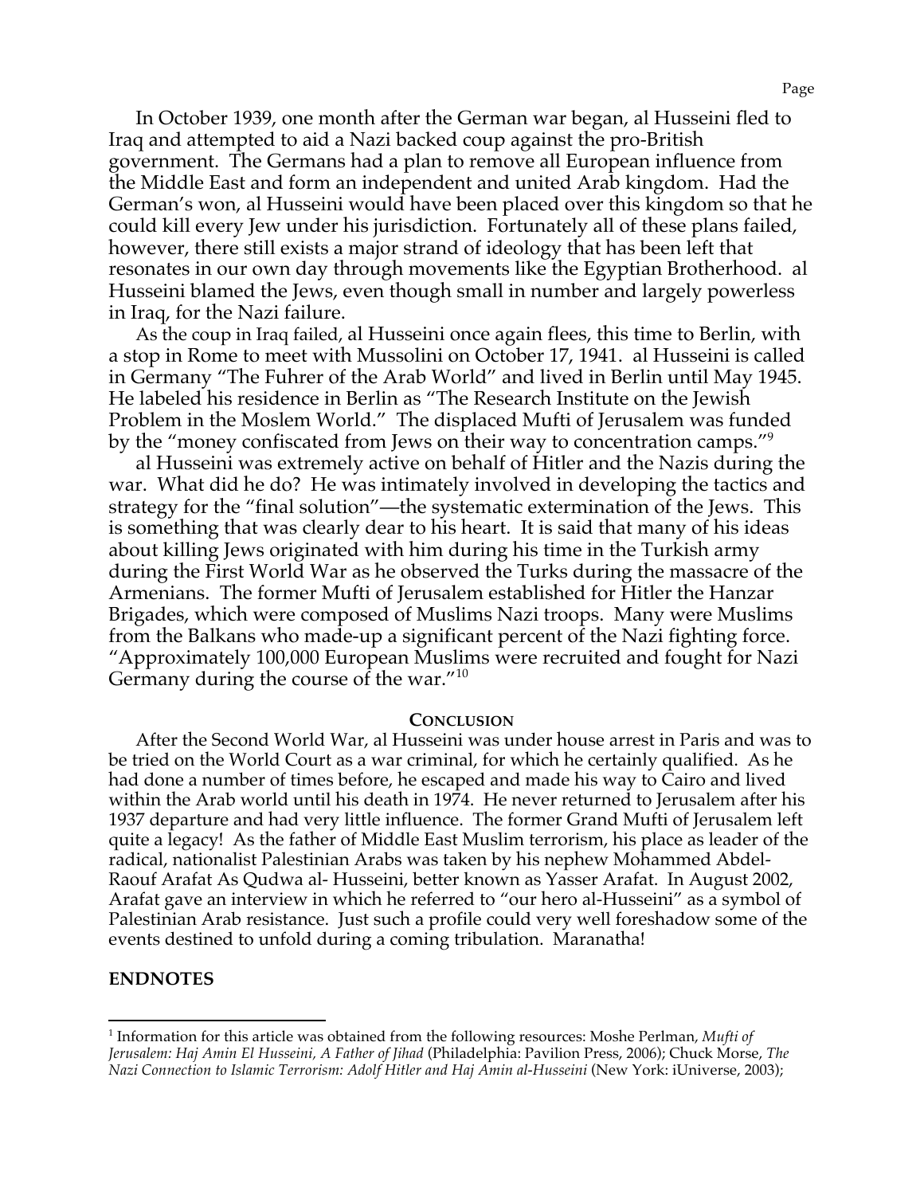In October 1939, one month after the German war began, al Husseini fled to Iraq and attempted to aid a Nazi backed coup against the pro-British government. The Germans had a plan to remove all European influence from the Middle East and form an independent and united Arab kingdom. Had the German's won, al Husseini would have been placed over this kingdom so that he could kill every Jew under his jurisdiction. Fortunately all of these plans failed, however, there still exists a major strand of ideology that has been left that resonates in our own day through movements like the Egyptian Brotherhood. al Husseini blamed the Jews, even though small in number and largely powerless in Iraq, for the Nazi failure.

As the coup in Iraq failed, al Husseini once again flees, this time to Berlin, with a stop in Rome to meet with Mussolini on October 17, 1941. al Husseini is called in Germany "The Fuhrer of the Arab World" and lived in Berlin until May 1945. He labeled his residence in Berlin as "The Research Institute on the Jewish Problem in the Moslem World." The displaced Mufti of Jerusalem was funded by the "money confiscated from Jews on their way to concentration camps."[9]

al Husseini was extremely active on behalf of Hitler and the Nazis during the war. What did he do? He was intimately involved in developing the tactics and strategy for the "final solution"—the systematic extermination of the Jews. This is something that was clearly dear to his heart. It is said that many of his ideas about killing Jews originated with him during his time in the Turkish army during the First World War as he observed the Turks during the massacre of the Armenians. The former Mufti of Jerusalem established for Hitler the Hanzar Brigades, which were composed of Muslims Nazi troops. Many were Muslims from the Balkans who made-up a significant percent of the Nazi fighting force. "Approximately 100,000 European Muslims were recruited and fought for Nazi Germany during the course of the war."[10]

## Conclusion

After the Second World War, al Husseini was under house arrest in Paris and was to be tried on the World Court as a war criminal, for which he certainly qualified. As he had done a number of times before, he escaped and made his way to Cairo and lived within the Arab world until his death in 1974. He never returned to Jerusalem after his 1937 departure and had very little influence. The former Grand Mufti of Jerusalem left quite a legacy! As the father of Middle East Muslim terrorism, his place as leader of the radical, nationalist Palestinian Arabs was taken by his nephew Mohammed Abdel-Raouf Arafat As Qudwa al- Husseini, better known as Yasser Arafat. In August 2002, Arafat gave an interview in which he referred to "our hero al-Husseini" as a symbol of Palestinian Arab resistance. Just such a profile could very well foreshadow some of the events destined to unfold during a coming tribulation. Maranatha!

**ENDNOTES**

[1] Information for this article was obtained from the following resources: Moshe Perlman, *Mufti of Jerusalem: Haj Amin El Husseini, A Father of Jihad* (Philadelphia: Pavilion Press, 2006); Chuck Morse, *The Nazi Connection to Islamic Terrorism: Adolf Hitler and Haj Amin al-Husseini* (New York: iUniverse, 2003);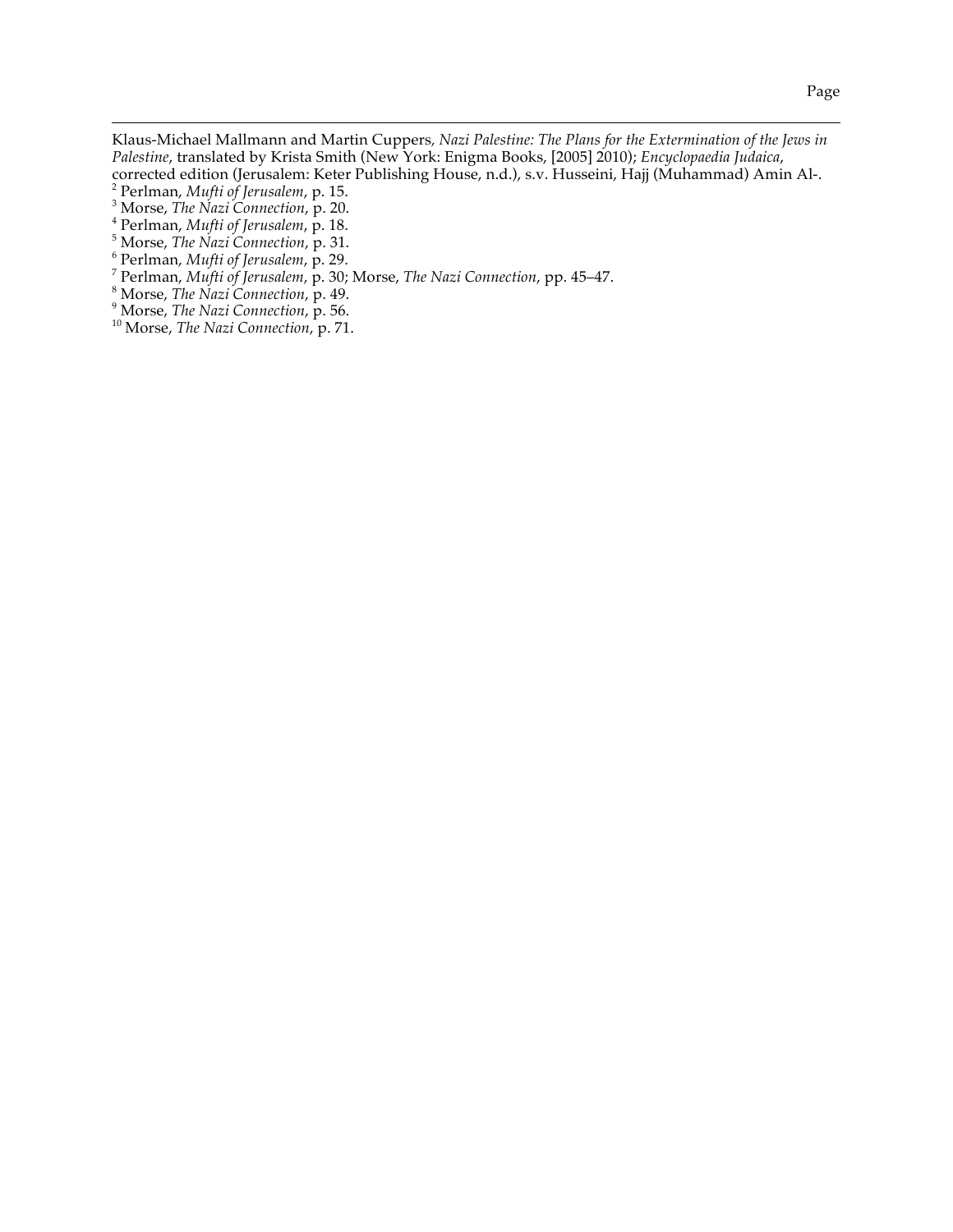Klaus-Michael Mallmann and Martin Cuppers, *Nazi Palestine: The Plans for the Extermination of the Jews in Palestine*, translated by Krista Smith (New York: Enigma Books, [2005] 2010); *Encyclopaedia Judaica*, corrected edition (Jerusalem: Keter Publishing House, n.d.), s.v. Husseini, Hajj (Muhammad) Amin Al-.

[2] Perlman, *Mufti of Jerusalem*, p. 15.

[3] Morse, *The Nazi Connection*, p. 20.

[4] Perlman, *Mufti of Jerusalem*, p. 18.

[5] Morse, *The Nazi Connection*, p. 31.

[6] Perlman, *Mufti of Jerusalem*, p. 29.

[7] Perlman, *Mufti of Jerusalem*, p. 30; Morse, *The Nazi Connection*, pp. 45–47.

[8] Morse, *The Nazi Connection*, p. 49.

[9] Morse, *The Nazi Connection*, p. 56.

[10] Morse, *The Nazi Connection*, p. 71.